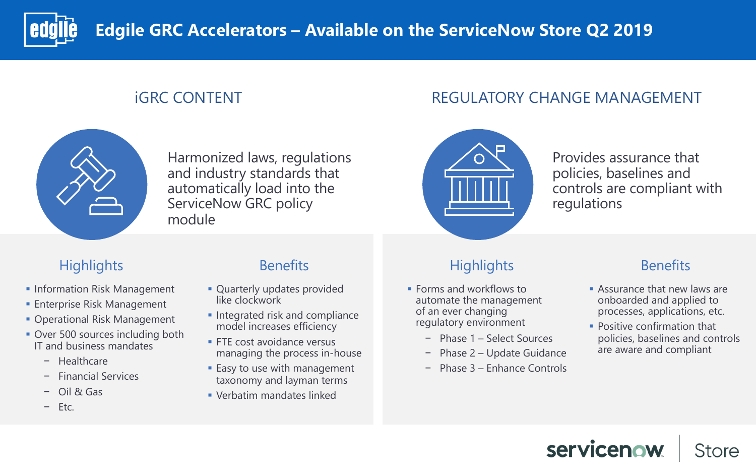# Edgile GRC Accelerators – Available on the ServiceNow Store Q2 2019

## iGRC CONTENT

Harmonized laws, regulations and industry standards that automatically load into the ServiceNow GRC policy module

### Highlights

- Information Risk Management
- Enterprise Risk Management
- Operational Risk Management
- Over 500 sources including both IT and business mandates
  - Healthcare
  - Financial Services
  - Oil & Gas
  - Etc.

### Benefits

- Quarterly updates provided like clockwork
- Integrated risk and compliance model increases efficiency
- FTE cost avoidance versus managing the process in-house
- Easy to use with management taxonomy and layman terms
- Verbatim mandates linked

## REGULATORY CHANGE MANAGEMENT

Provides assurance that policies, baselines and controls are compliant with regulations

### Highlights

- Forms and workflows to automate the management of an ever changing regulatory environment
  - Phase 1 – Select Sources
  - Phase 2 – Update Guidance
  - Phase 3 – Enhance Controls

### Benefits

- Assurance that new laws are onboarded and applied to processes, applications, etc.
- Positive confirmation that policies, baselines and controls are aware and compliant

servicenow | Store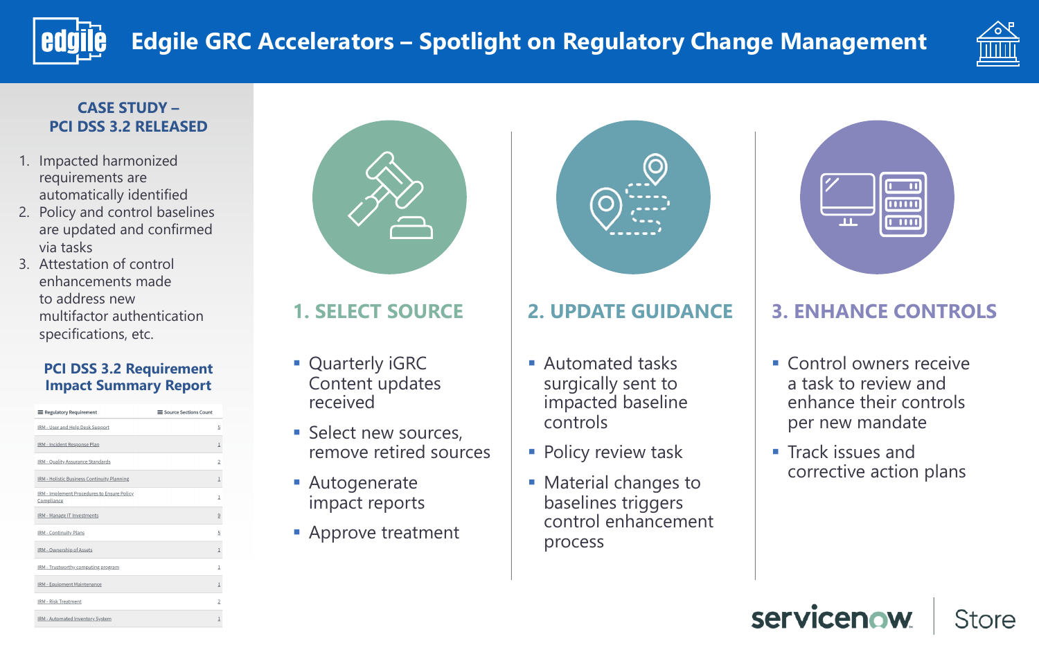# Edgile GRC Accelerators – Spotlight on Regulatory Change Management

## CASE STUDY – PCI DSS 3.2 RELEASED

1. Impacted harmonized requirements are automatically identified
2. Policy and control baselines are updated and confirmed via tasks
3. Attestation of control enhancements made to address new multifactor authentication specifications, etc.

### PCI DSS 3.2 Requirement Impact Summary Report

| Regulatory Requirement | Source Sections Count |
|---|---|
| IRM - User and Help Desk Support | 5 |
| IRM - Incident Response Plan | 1 |
| IRM - Quality Assurance Standards | 2 |
| IRM - Holistic Business Continuity Planning | 1 |
| IRM - Implement Procedures to Ensure Policy Compliance | 1 |
| IRM - Manage IT Investments | 9 |
| IRM - Continuity Plans | 5 |
| IRM - Ownership of Assets | 1 |
| IRM - Trustworthy computing program | 1 |
| IRM - Equipment Maintenance | 1 |
| IRM - Risk Treatment | 2 |
| IRM - Automated Inventory System | 1 |

## 1. SELECT SOURCE

- Quarterly iGRC Content updates received
- Select new sources, remove retired sources
- Autogenerate impact reports
- Approve treatment

## 2. UPDATE GUIDANCE

- Automated tasks surgically sent to impacted baseline controls
- Policy review task
- Material changes to baselines triggers control enhancement process

## 3. ENHANCE CONTROLS

- Control owners receive a task to review and enhance their controls per new mandate
- Track issues and corrective action plans

servicenow | Store